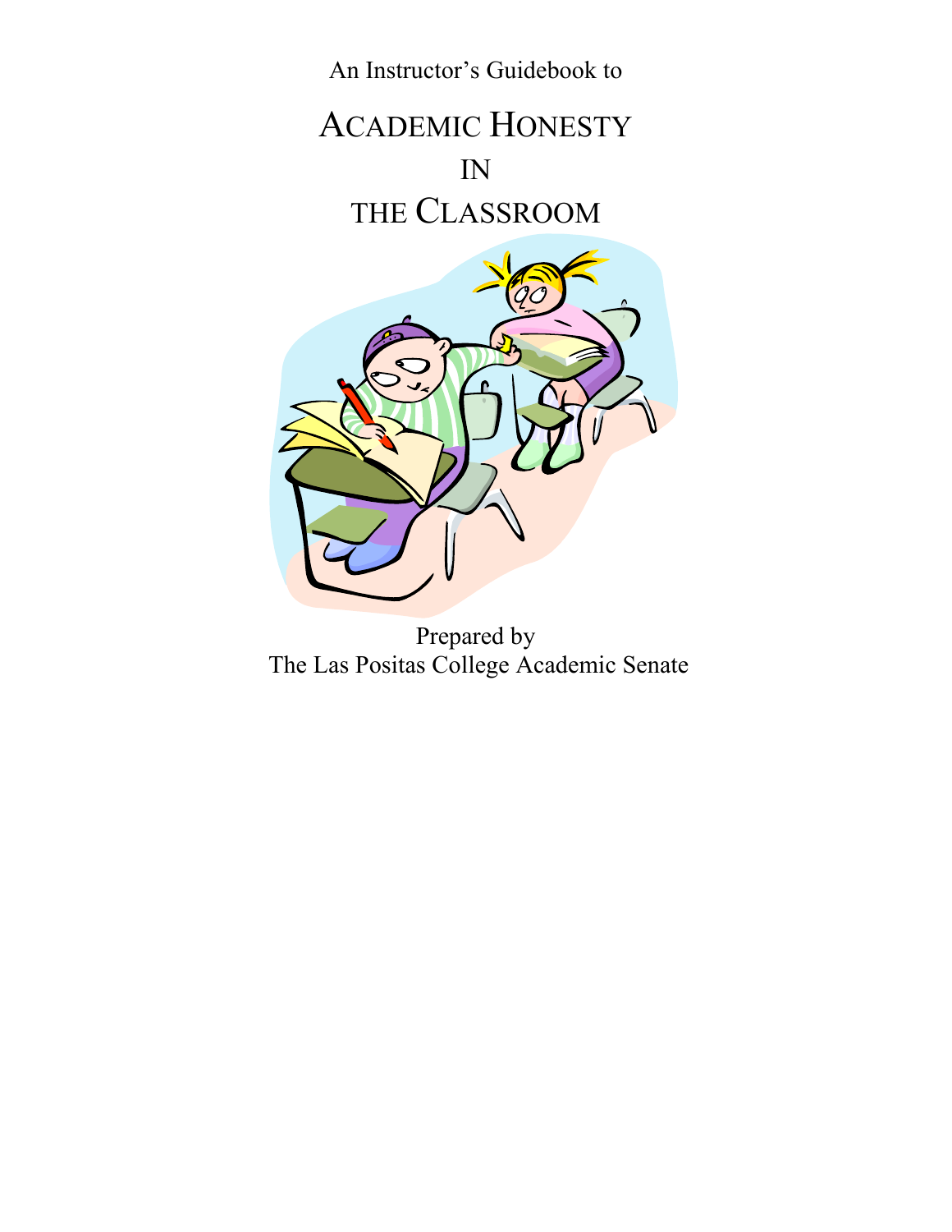An Instructor's Guidebook to

# ACADEMIC HONESTY IN THE CLASSROOM

Prepared by
The Las Positas College Academic Senate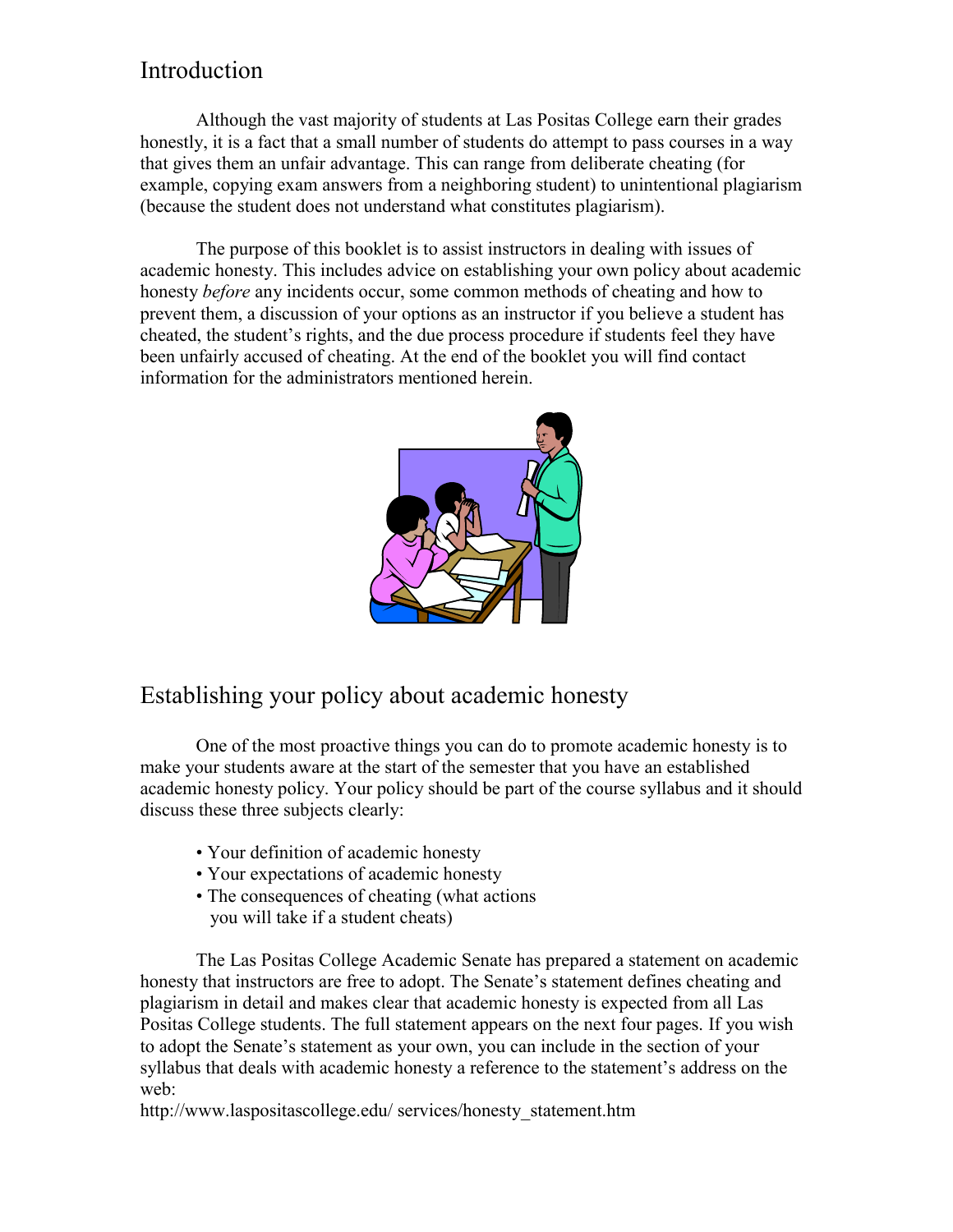## Introduction

Although the vast majority of students at Las Positas College earn their grades honestly, it is a fact that a small number of students do attempt to pass courses in a way that gives them an unfair advantage. This can range from deliberate cheating (for example, copying exam answers from a neighboring student) to unintentional plagiarism (because the student does not understand what constitutes plagiarism).

The purpose of this booklet is to assist instructors in dealing with issues of academic honesty. This includes advice on establishing your own policy about academic honesty *before* any incidents occur, some common methods of cheating and how to prevent them, a discussion of your options as an instructor if you believe a student has cheated, the student's rights, and the due process procedure if students feel they have been unfairly accused of cheating. At the end of the booklet you will find contact information for the administrators mentioned herein.

## Establishing your policy about academic honesty

One of the most proactive things you can do to promote academic honesty is to make your students aware at the start of the semester that you have an established academic honesty policy. Your policy should be part of the course syllabus and it should discuss these three subjects clearly:

- Your definition of academic honesty
- Your expectations of academic honesty
- The consequences of cheating (what actions you will take if a student cheats)

The Las Positas College Academic Senate has prepared a statement on academic honesty that instructors are free to adopt. The Senate's statement defines cheating and plagiarism in detail and makes clear that academic honesty is expected from all Las Positas College students. The full statement appears on the next four pages. If you wish to adopt the Senate's statement as your own, you can include in the section of your syllabus that deals with academic honesty a reference to the statement's address on the web:
http://www.laspositascollege.edu/ services/honesty_statement.htm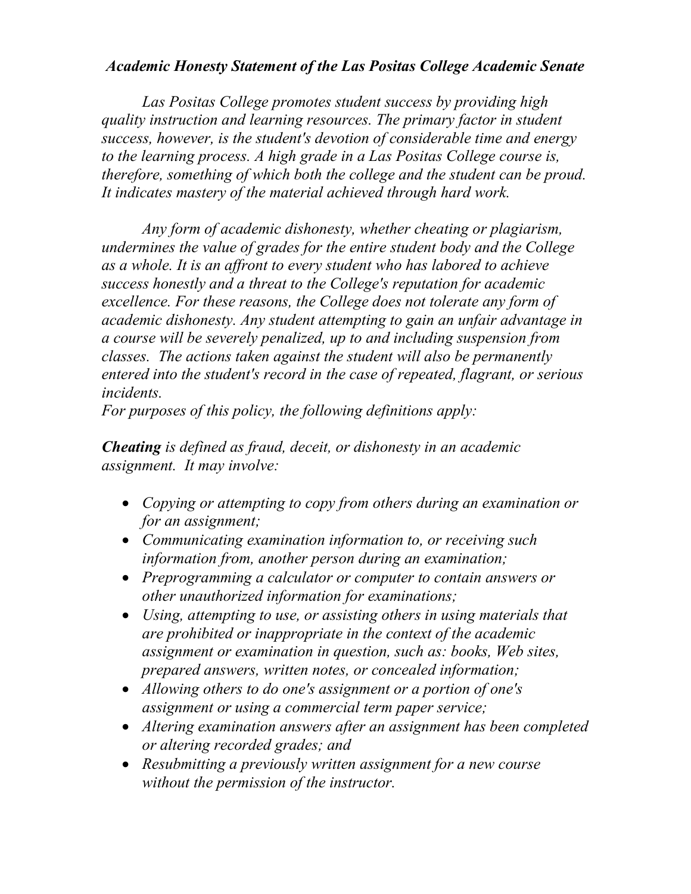***Academic Honesty Statement of the Las Positas College Academic Senate***

*Las Positas College promotes student success by providing high quality instruction and learning resources. The primary factor in student success, however, is the student's devotion of considerable time and energy to the learning process. A high grade in a Las Positas College course is, therefore, something of which both the college and the student can be proud. It indicates mastery of the material achieved through hard work.*

*Any form of academic dishonesty, whether cheating or plagiarism, undermines the value of grades for the entire student body and the College as a whole. It is an affront to every student who has labored to achieve success honestly and a threat to the College's reputation for academic excellence. For these reasons, the College does not tolerate any form of academic dishonesty. Any student attempting to gain an unfair advantage in a course will be severely penalized, up to and including suspension from classes. The actions taken against the student will also be permanently entered into the student's record in the case of repeated, flagrant, or serious incidents.*

*For purposes of this policy, the following definitions apply:*

***Cheating*** *is defined as fraud, deceit, or dishonesty in an academic assignment. It may involve:*

- *Copying or attempting to copy from others during an examination or for an assignment;*
- *Communicating examination information to, or receiving such information from, another person during an examination;*
- *Preprogramming a calculator or computer to contain answers or other unauthorized information for examinations;*
- *Using, attempting to use, or assisting others in using materials that are prohibited or inappropriate in the context of the academic assignment or examination in question, such as: books, Web sites, prepared answers, written notes, or concealed information;*
- *Allowing others to do one's assignment or a portion of one's assignment or using a commercial term paper service;*
- *Altering examination answers after an assignment has been completed or altering recorded grades; and*
- *Resubmitting a previously written assignment for a new course without the permission of the instructor.*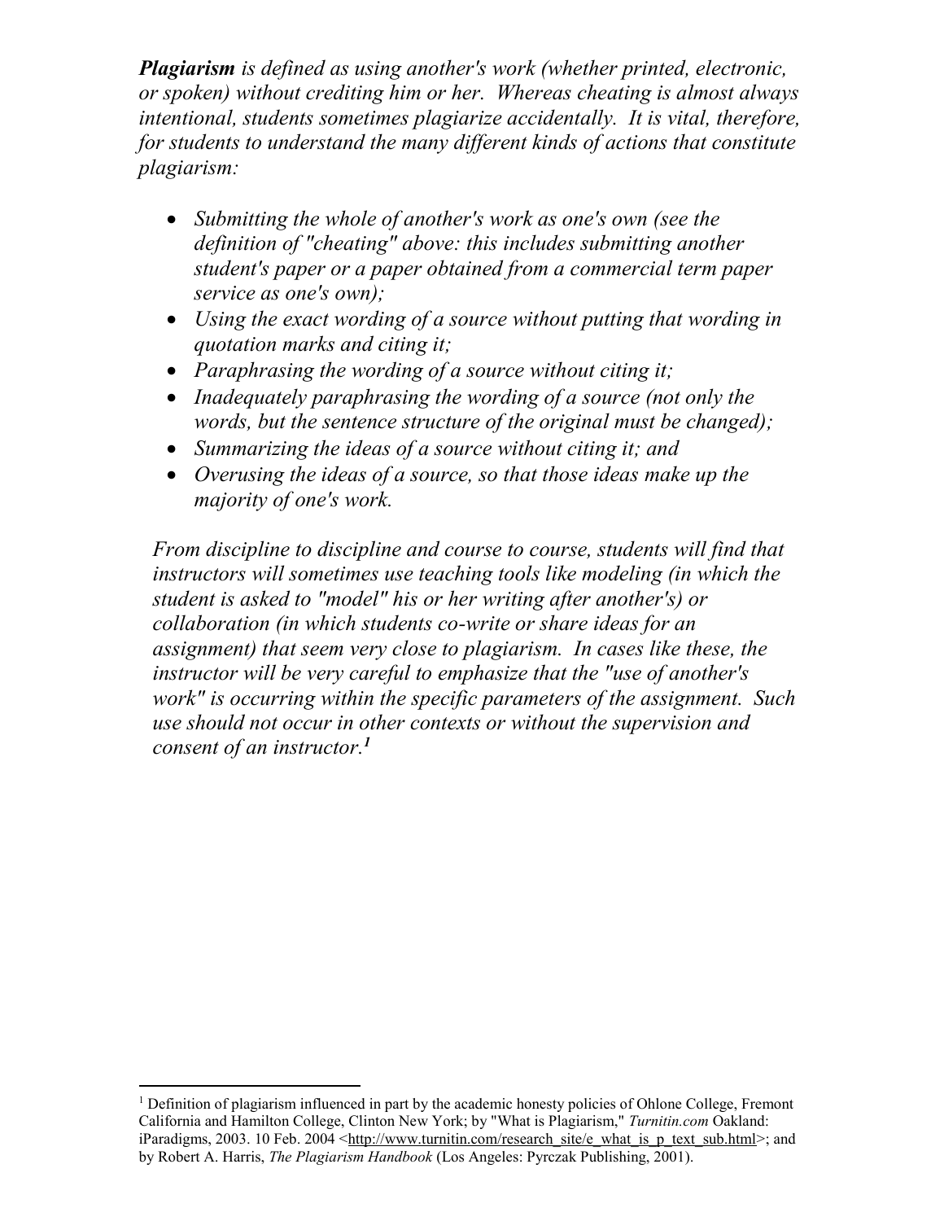***Plagiarism** is defined as using another's work (whether printed, electronic, or spoken) without crediting him or her. Whereas cheating is almost always intentional, students sometimes plagiarize accidentally. It is vital, therefore, for students to understand the many different kinds of actions that constitute plagiarism:*

- *Submitting the whole of another's work as one's own (see the definition of "cheating" above: this includes submitting another student's paper or a paper obtained from a commercial term paper service as one's own);*
- *Using the exact wording of a source without putting that wording in quotation marks and citing it;*
- *Paraphrasing the wording of a source without citing it;*
- *Inadequately paraphrasing the wording of a source (not only the words, but the sentence structure of the original must be changed);*
- *Summarizing the ideas of a source without citing it; and*
- *Overusing the ideas of a source, so that those ideas make up the majority of one's work.*

*From discipline to discipline and course to course, students will find that instructors will sometimes use teaching tools like modeling (in which the student is asked to "model" his or her writing after another's) or collaboration (in which students co-write or share ideas for an assignment) that seem very close to plagiarism. In cases like these, the instructor will be very careful to emphasize that the "use of another's work" is occurring within the specific parameters of the assignment. Such use should not occur in other contexts or without the supervision and consent of an instructor.*[1]

---

[1] Definition of plagiarism influenced in part by the academic honesty policies of Ohlone College, Fremont California and Hamilton College, Clinton New York; by "What is Plagiarism," *Turnitin.com* Oakland: iParadigms, 2003. 10 Feb. 2004 <http://www.turnitin.com/research_site/e_what_is_p_text_sub.html>; and by Robert A. Harris, *The Plagiarism Handbook* (Los Angeles: Pyrczak Publishing, 2001).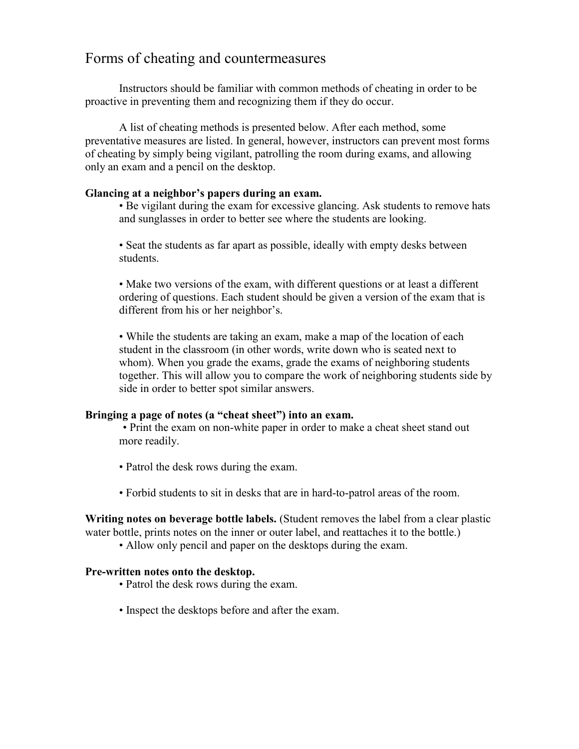## Forms of cheating and countermeasures

Instructors should be familiar with common methods of cheating in order to be proactive in preventing them and recognizing them if they do occur.

A list of cheating methods is presented below. After each method, some preventative measures are listed. In general, however, instructors can prevent most forms of cheating by simply being vigilant, patrolling the room during exams, and allowing only an exam and a pencil on the desktop.

**Glancing at a neighbor's papers during an exam.**

- Be vigilant during the exam for excessive glancing. Ask students to remove hats and sunglasses in order to better see where the students are looking.

- Seat the students as far apart as possible, ideally with empty desks between students.

- Make two versions of the exam, with different questions or at least a different ordering of questions. Each student should be given a version of the exam that is different from his or her neighbor's.

- While the students are taking an exam, make a map of the location of each student in the classroom (in other words, write down who is seated next to whom). When you grade the exams, grade the exams of neighboring students together. This will allow you to compare the work of neighboring students side by side in order to better spot similar answers.

**Bringing a page of notes (a "cheat sheet") into an exam.**

- Print the exam on non-white paper in order to make a cheat sheet stand out more readily.

- Patrol the desk rows during the exam.

- Forbid students to sit in desks that are in hard-to-patrol areas of the room.

**Writing notes on beverage bottle labels.** (Student removes the label from a clear plastic water bottle, prints notes on the inner or outer label, and reattaches it to the bottle.)

- Allow only pencil and paper on the desktops during the exam.

**Pre-written notes onto the desktop.**

- Patrol the desk rows during the exam.

- Inspect the desktops before and after the exam.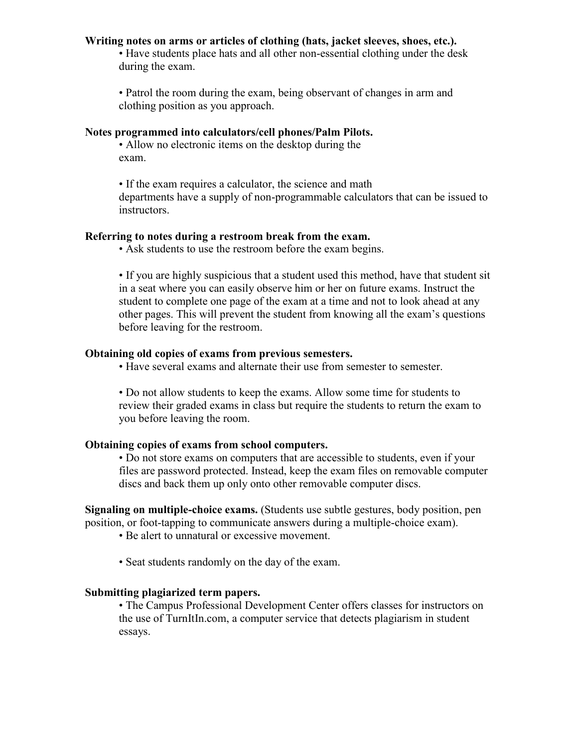**Writing notes on arms or articles of clothing (hats, jacket sleeves, shoes, etc.).**

- Have students place hats and all other non-essential clothing under the desk during the exam.
- Patrol the room during the exam, being observant of changes in arm and clothing position as you approach.

**Notes programmed into calculators/cell phones/Palm Pilots.**

- Allow no electronic items on the desktop during the exam.
- If the exam requires a calculator, the science and math departments have a supply of non-programmable calculators that can be issued to instructors.

**Referring to notes during a restroom break from the exam.**

- Ask students to use the restroom before the exam begins.
- If you are highly suspicious that a student used this method, have that student sit in a seat where you can easily observe him or her on future exams. Instruct the student to complete one page of the exam at a time and not to look ahead at any other pages. This will prevent the student from knowing all the exam's questions before leaving for the restroom.

**Obtaining old copies of exams from previous semesters.**

- Have several exams and alternate their use from semester to semester.
- Do not allow students to keep the exams. Allow some time for students to review their graded exams in class but require the students to return the exam to you before leaving the room.

**Obtaining copies of exams from school computers.**

- Do not store exams on computers that are accessible to students, even if your files are password protected. Instead, keep the exam files on removable computer discs and back them up only onto other removable computer discs.

**Signaling on multiple-choice exams.** (Students use subtle gestures, body position, pen position, or foot-tapping to communicate answers during a multiple-choice exam).

- Be alert to unnatural or excessive movement.
- Seat students randomly on the day of the exam.

**Submitting plagiarized term papers.**

- The Campus Professional Development Center offers classes for instructors on the use of TurnItIn.com, a computer service that detects plagiarism in student essays.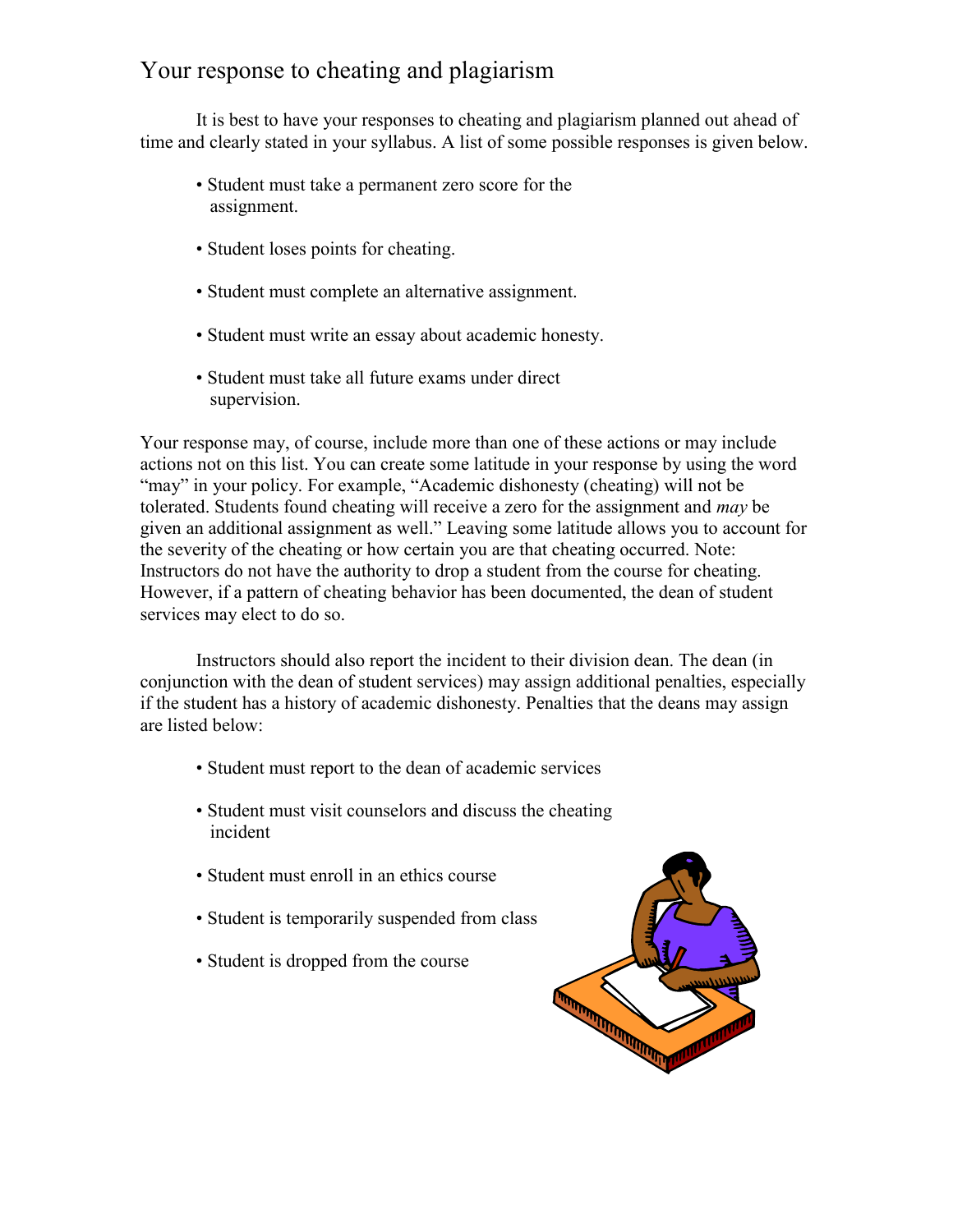# Your response to cheating and plagiarism

It is best to have your responses to cheating and plagiarism planned out ahead of time and clearly stated in your syllabus. A list of some possible responses is given below.

- Student must take a permanent zero score for the assignment.
- Student loses points for cheating.
- Student must complete an alternative assignment.
- Student must write an essay about academic honesty.
- Student must take all future exams under direct supervision.

Your response may, of course, include more than one of these actions or may include actions not on this list. You can create some latitude in your response by using the word "may" in your policy. For example, "Academic dishonesty (cheating) will not be tolerated. Students found cheating will receive a zero for the assignment and *may* be given an additional assignment as well." Leaving some latitude allows you to account for the severity of the cheating or how certain you are that cheating occurred. Note: Instructors do not have the authority to drop a student from the course for cheating. However, if a pattern of cheating behavior has been documented, the dean of student services may elect to do so.

Instructors should also report the incident to their division dean. The dean (in conjunction with the dean of student services) may assign additional penalties, especially if the student has a history of academic dishonesty. Penalties that the deans may assign are listed below:

- Student must report to the dean of academic services
- Student must visit counselors and discuss the cheating incident
- Student must enroll in an ethics course
- Student is temporarily suspended from class
- Student is dropped from the course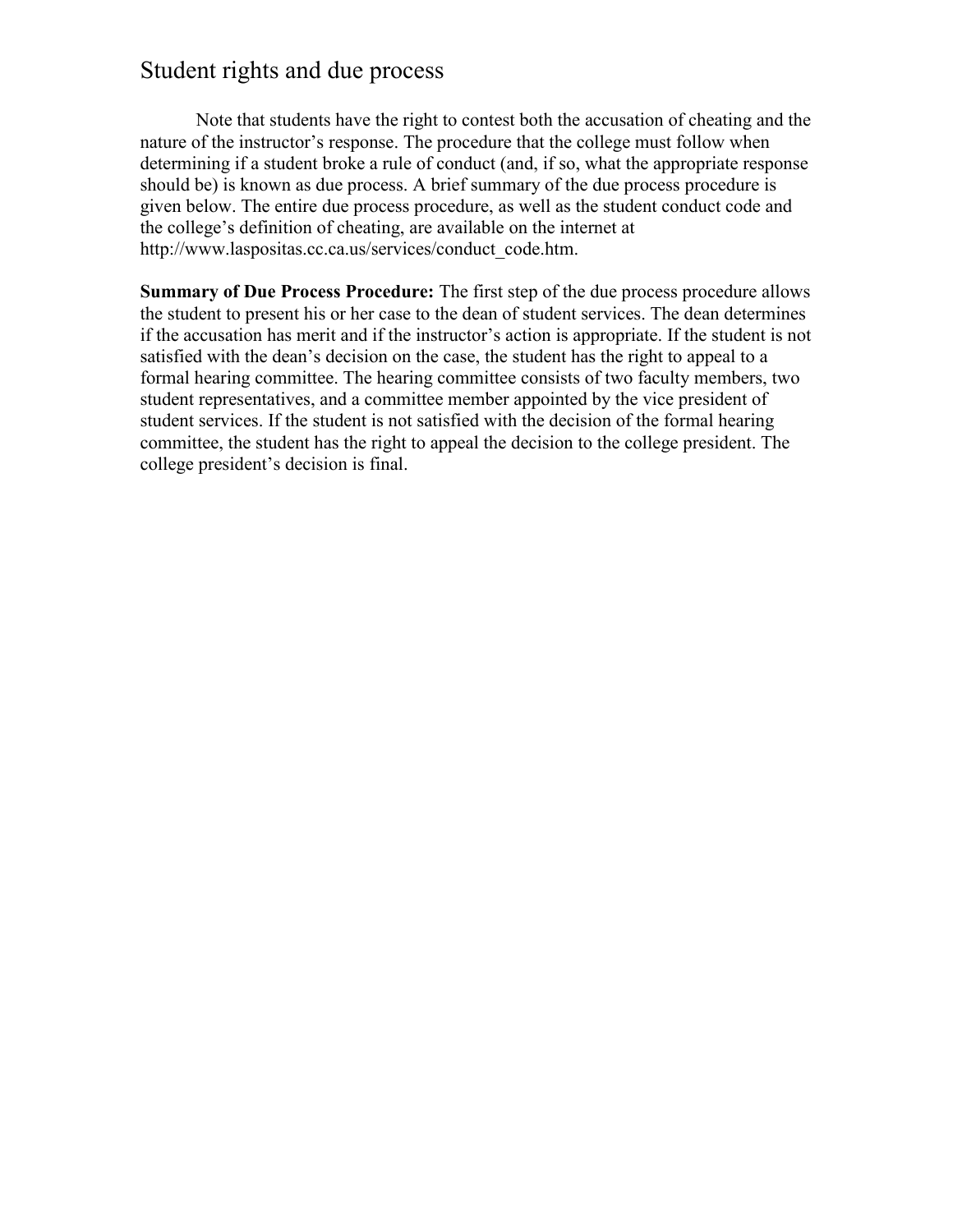## Student rights and due process

Note that students have the right to contest both the accusation of cheating and the nature of the instructor's response. The procedure that the college must follow when determining if a student broke a rule of conduct (and, if so, what the appropriate response should be) is known as due process. A brief summary of the due process procedure is given below. The entire due process procedure, as well as the student conduct code and the college's definition of cheating, are available on the internet at http://www.laspositas.cc.ca.us/services/conduct_code.htm.

**Summary of Due Process Procedure:** The first step of the due process procedure allows the student to present his or her case to the dean of student services. The dean determines if the accusation has merit and if the instructor's action is appropriate. If the student is not satisfied with the dean's decision on the case, the student has the right to appeal to a formal hearing committee. The hearing committee consists of two faculty members, two student representatives, and a committee member appointed by the vice president of student services. If the student is not satisfied with the decision of the formal hearing committee, the student has the right to appeal the decision to the college president. The college president's decision is final.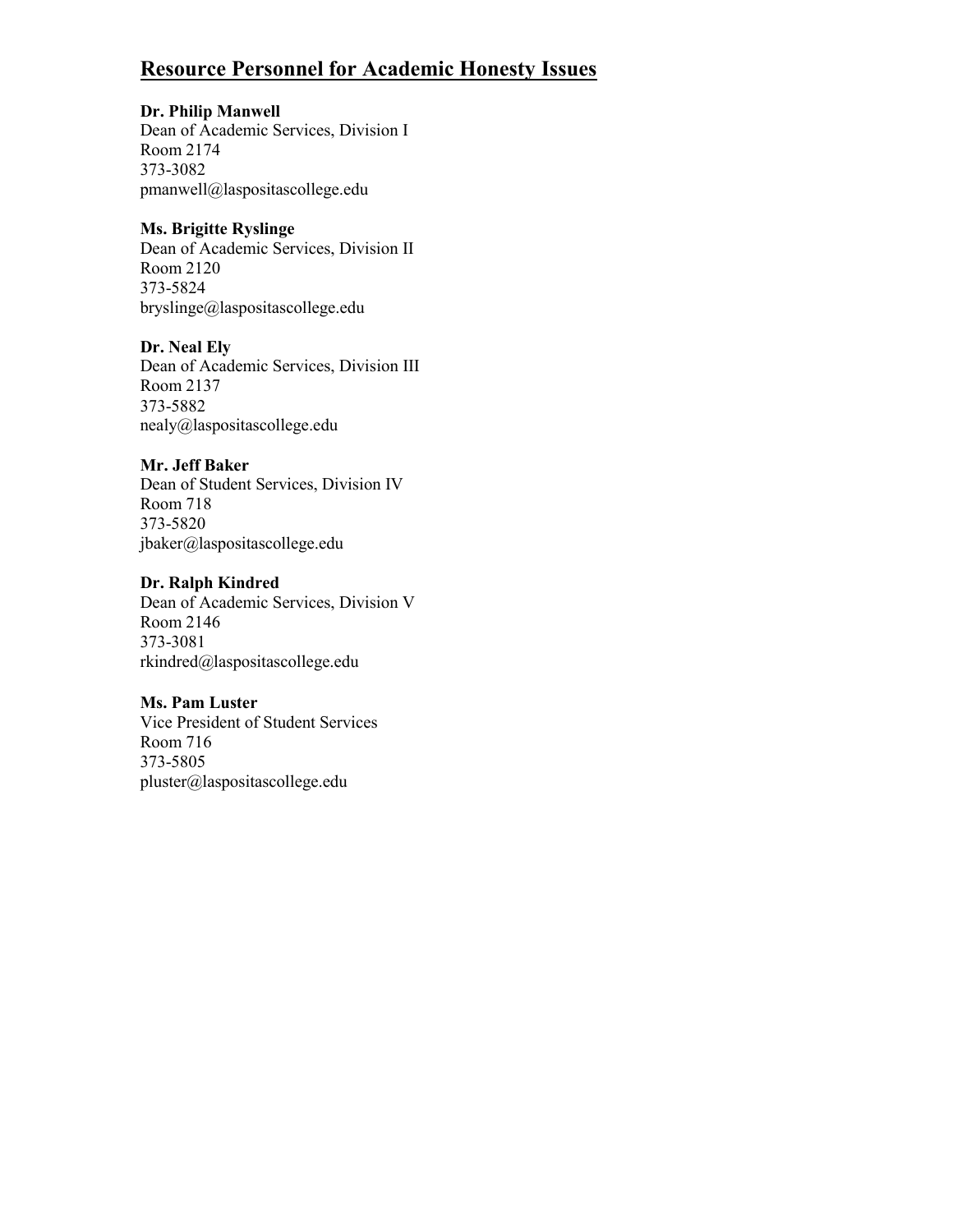## Resource Personnel for Academic Honesty Issues

**Dr. Philip Manwell**
Dean of Academic Services, Division I
Room 2174
373-3082
pmanwell@laspositascollege.edu

**Ms. Brigitte Ryslinge**
Dean of Academic Services, Division II
Room 2120
373-5824
bryslinge@laspositascollege.edu

**Dr. Neal Ely**
Dean of Academic Services, Division III
Room 2137
373-5882
nealy@laspositascollege.edu

**Mr. Jeff Baker**
Dean of Student Services, Division IV
Room 718
373-5820
jbaker@laspositascollege.edu

**Dr. Ralph Kindred**
Dean of Academic Services, Division V
Room 2146
373-3081
rkindred@laspositascollege.edu

**Ms. Pam Luster**
Vice President of Student Services
Room 716
373-5805
pluster@laspositascollege.edu